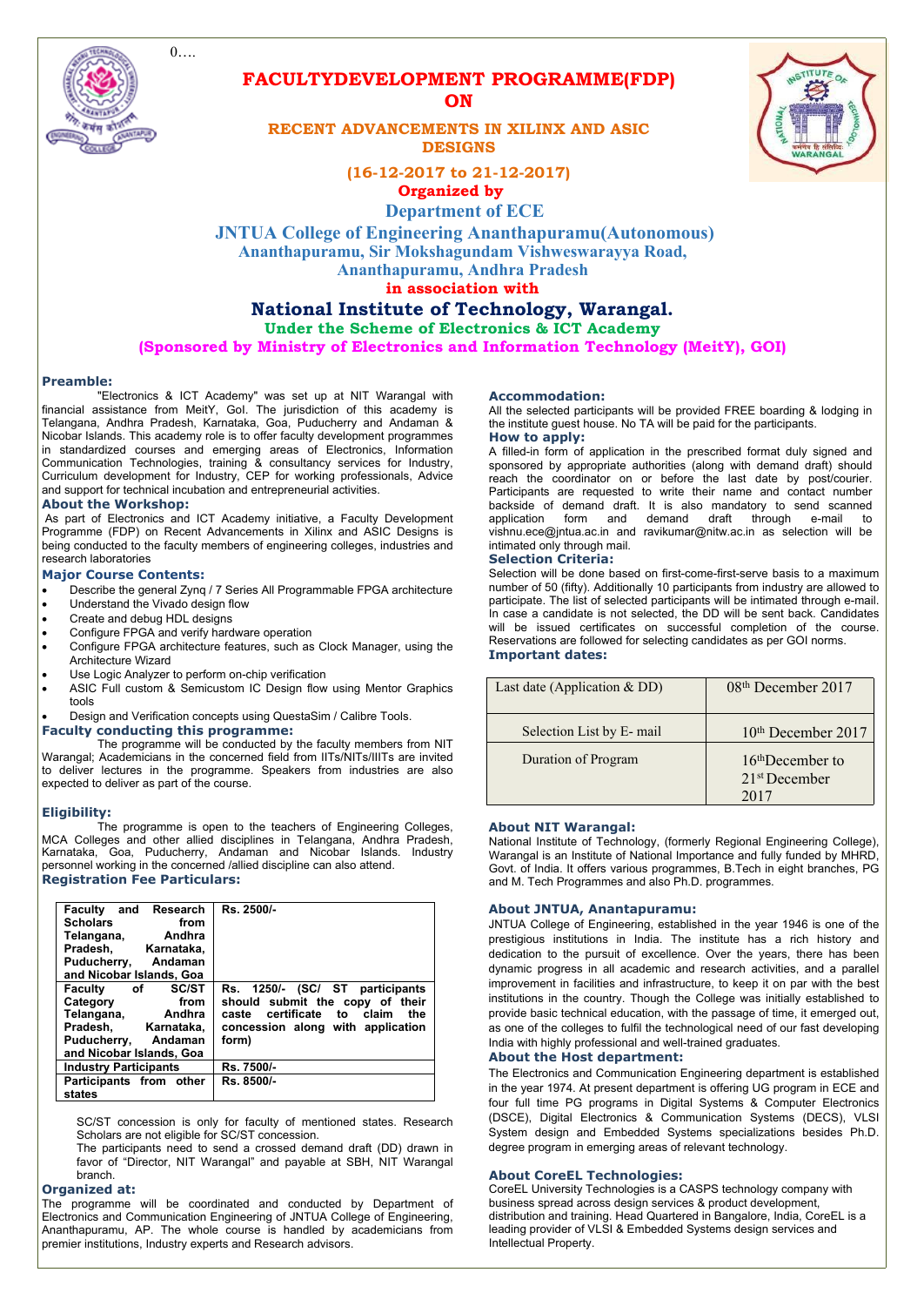0….

# FACULTYDEVELOPMENT PROGRAMME(FDP) ON

## RECENT ADVANCEMENTS IN XILINX AND ASIC DESIGNS

**(16-12-2017 to 21-12-2017)**

**Organized by**

**Department of ECE**

**JNTUA College of Engineering Ananthapuramu(Autonomous)**

**Ananthapuramu, Sir Mokshagundam Vishweswarayya Road, Ananthapuramu, Andhra Pradesh**

**in association with**

## National Institute of Technology, Warangal.

**Under the Scheme of Electronics & ICT Academy**

**(Sponsored by Ministry of Electronics and Information Technology (MeitY), GOI)**

### Preamble:

"Electronics & ICT Academy" was set up at NIT Warangal with financial assistance from MeitY, GoI. The jurisdiction of this academy is Telangana, Andhra Pradesh, Karnataka, Goa, Puducherry and Andaman & Nicobar Islands. This academy role is to offer faculty development programmes in standardized courses and emerging areas of Electronics, Information Communication Technologies, training & consultancy services for Industry, Curriculum development for Industry, CEP for working professionals, Advice and support for technical incubation and entrepreneurial activities.

### About the Workshop:

As part of Electronics and ICT Academy initiative, a Faculty Development Programme (FDP) on Recent Advancements in Xilinx and ASIC Designs is being conducted to the faculty members of engineering colleges, industries and research laboratories

### Major Course Contents:

- Describe the general Zynq / 7 Series All Programmable FPGA architecture
- Understand the Vivado design flow
- Create and debug HDL designs
- Configure FPGA and verify hardware operation
- Configure FPGA architecture features, such as Clock Manager, using the Architecture Wizard
- Use Logic Analyzer to perform on-chip verification
- ASIC Full custom & Semicustom IC Design flow using Mentor Graphics tools
- Design and Verification concepts using QuestaSim / Calibre Tools.

### Faculty conducting this programme:

The programme will be conducted by the faculty members from NIT Warangal; Academicians in the concerned field from IITs/NITs/IIITs are invited to deliver lectures in the programme. Speakers from industries are also expected to deliver as part of the course.

### Eligibility:

The programme is open to the teachers of Engineering Colleges, MCA Colleges and other allied disciplines in Telangana, Andhra Pradesh, Karnataka, Goa, Puducherry, Andaman and Nicobar Islands. Industry personnel working in the concerned /allied discipline can also attend.

### Registration Fee Particulars:

| Category | Fee |
|---|---|
| **Faculty and Research Scholars from Telangana, Andhra Pradesh, Karnataka, Puducherry, Andaman and Nicobar Islands, Goa** | **Rs. 2500/-** |
| **Faculty of SC/ST Category from Telangana, Andhra Pradesh, Karnataka, Puducherry, Andaman and Nicobar Islands, Goa** | **Rs. 1250/- (SC/ ST participants should submit the copy of their caste certificate to claim the concession along with application form)** |
| **Industry Participants** | **Rs. 7500/-** |
| **Participants from other states** | **Rs. 8500/-** |

SC/ST concession is only for faculty of mentioned states. Research Scholars are not eligible for SC/ST concession.

The participants need to send a crossed demand draft (DD) drawn in favor of "Director, NIT Warangal" and payable at SBH, NIT Warangal branch.

### Organized at:

The programme will be coordinated and conducted by Department of Electronics and Communication Engineering of JNTUA College of Engineering, Ananthapuramu, AP. The whole course is handled by academicians from premier institutions, Industry experts and Research advisors.

### Accommodation:

All the selected participants will be provided FREE boarding & lodging in the institute guest house. No TA will be paid for the participants.

### How to apply:

A filled-in form of application in the prescribed format duly signed and sponsored by appropriate authorities (along with demand draft) should reach the coordinator on or before the last date by post/courier. Participants are requested to write their name and contact number backside of demand draft. It is also mandatory to send scanned application form and demand draft through e-mail to vishnu.ece@jntua.ac.in and ravikumar@nitw.ac.in as selection will be intimated only through mail.

### Selection Criteria:

Selection will be done based on first-come-first-serve basis to a maximum number of 50 (fifty). Additionally 10 participants from industry are allowed to participate. The list of selected participants will be intimated through e-mail. In case a candidate is not selected, the DD will be sent back. Candidates will be issued certificates on successful completion of the course. Reservations are followed for selecting candidates as per GOI norms.

### Important dates:

| Event | Date |
|---|---|
| Last date (Application & DD) | 08th December 2017 |
| Selection List by E- mail | 10th December 2017 |
| Duration of Program | 16thDecember to 21st December 2017 |

### About NIT Warangal:

National Institute of Technology, (formerly Regional Engineering College), Warangal is an Institute of National Importance and fully funded by MHRD, Govt. of India. It offers various programmes, B.Tech in eight branches, PG and M. Tech Programmes and also Ph.D. programmes.

### About JNTUA, Anantapuramu:

JNTUA College of Engineering, established in the year 1946 is one of the prestigious institutions in India. The institute has a rich history and dedication to the pursuit of excellence. Over the years, there has been dynamic progress in all academic and research activities, and a parallel improvement in facilities and infrastructure, to keep it on par with the best institutions in the country. Though the College was initially established to provide basic technical education, with the passage of time, it emerged out, as one of the colleges to fulfil the technological need of our fast developing India with highly professional and well-trained graduates.

### About the Host department:

The Electronics and Communication Engineering department is established in the year 1974. At present department is offering UG program in ECE and four full time PG programs in Digital Systems & Computer Electronics (DSCE), Digital Electronics & Communication Systems (DECS), VLSI System design and Embedded Systems specializations besides Ph.D. degree program in emerging areas of relevant technology.

### About CoreEL Technologies:

CoreEL University Technologies is a CASPS technology company with business spread across design services & product development, distribution and training. Head Quartered in Bangalore, India, CoreEL is a leading provider of VLSI & Embedded Systems design services and Intellectual Property.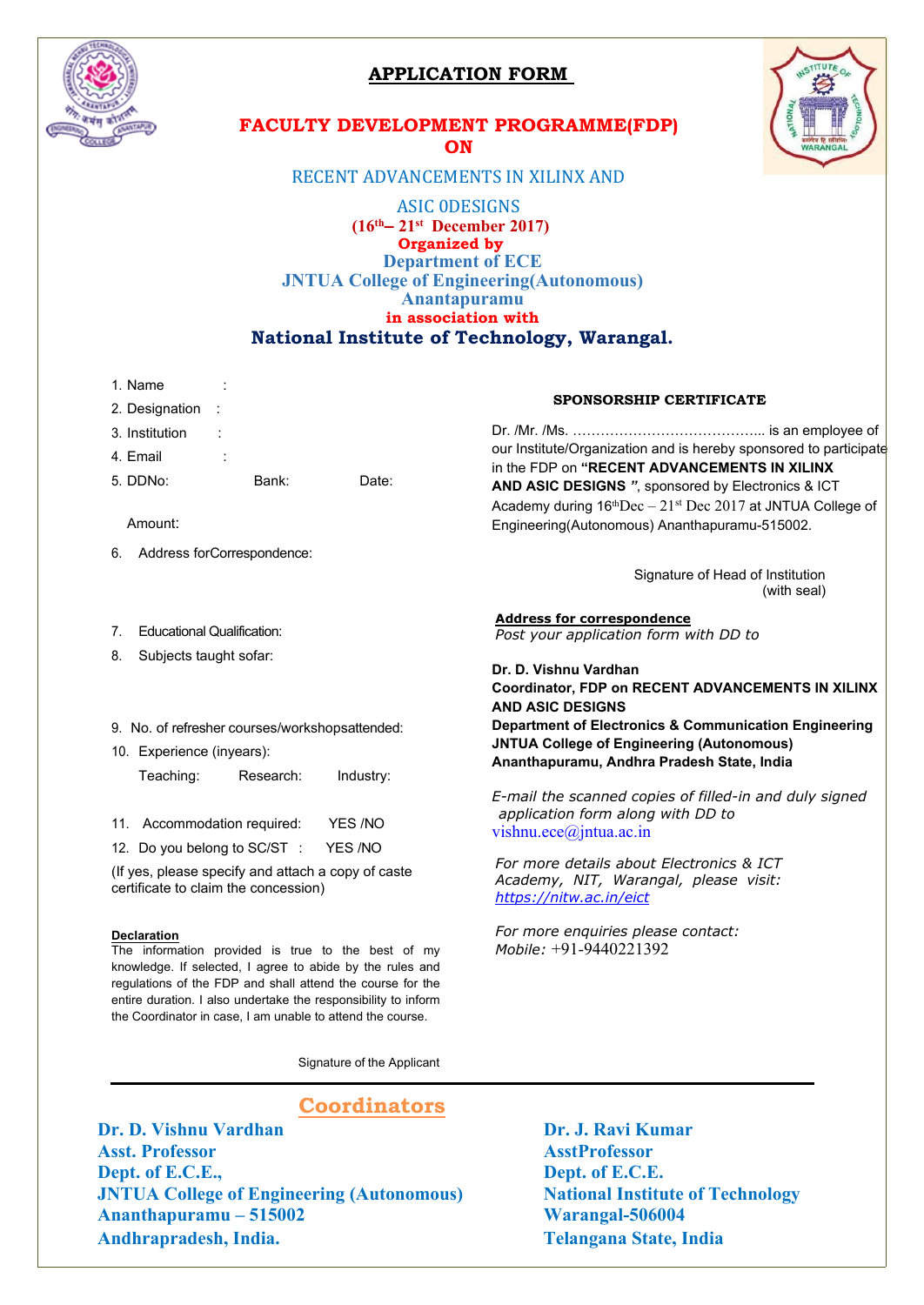# APPLICATION FORM

## FACULTY DEVELOPMENT PROGRAMME(FDP) ON

### RECENT ADVANCEMENTS IN XILINX AND ASIC 0DESIGNS

**(16th– 21st December 2017)**

**Organized by**

**Department of ECE**

**JNTUA College of Engineering(Autonomous) Anantapuramu**

**in association with**

**National Institute of Technology, Warangal.**

1. Name :
2. Designation :
3. Institution :
4. Email :
5. DDNo: Bank: Date:

   Amount:
6. Address forCorrespondence:

7. Educational Qualification:
8. Subjects taught sofar:

9. No. of refresher courses/workshopsattended:
10. Experience (inyears):

    Teaching: Research: Industry:

11. Accommodation required: YES /NO
12. Do you belong to SC/ST : YES /NO

(If yes, please specify and attach a copy of caste certificate to claim the concession)

**Declaration**

The information provided is true to the best of my knowledge. If selected, I agree to abide by the rules and regulations of the FDP and shall attend the course for the entire duration. I also undertake the responsibility to inform the Coordinator in case, I am unable to attend the course.

Signature of the Applicant

**SPONSORSHIP CERTIFICATE**

Dr. /Mr. /Ms. …………………………………... is an employee of our Institute/Organization and is hereby sponsored to participate in the FDP on **"RECENT ADVANCEMENTS IN XILINX AND ASIC DESIGNS "**, sponsored by Electronics & ICT Academy during 16thDec – 21st Dec 2017 at JNTUA College of Engineering(Autonomous) Ananthapuramu-515002.

Signature of Head of Institution
(with seal)

**Address for correspondence**

*Post your application form with DD to*

**Dr. D. Vishnu Vardhan**
**Coordinator, FDP on RECENT ADVANCEMENTS IN XILINX AND ASIC DESIGNS**
**Department of Electronics & Communication Engineering**
**JNTUA College of Engineering (Autonomous)**
**Ananthapuramu, Andhra Pradesh State, India**

*E-mail the scanned copies of filled-in and duly signed application form along with DD to* vishnu.ece@jntua.ac.in

*For more details about Electronics & ICT Academy, NIT, Warangal, please visit:* *https://nitw.ac.in/eict*

*For more enquiries please contact:*
*Mobile:* +91-9440221392

## Coordinators

**Dr. D. Vishnu Vardhan**
**Asst. Professor**
**Dept. of E.C.E.,**
**JNTUA College of Engineering (Autonomous)**
**Ananthapuramu – 515002**
**Andhrapradesh, India.**

**Dr. J. Ravi Kumar**
**AsstProfessor**
**Dept. of E.C.E.**
**National Institute of Technology**
**Warangal-506004**
**Telangana State, India**